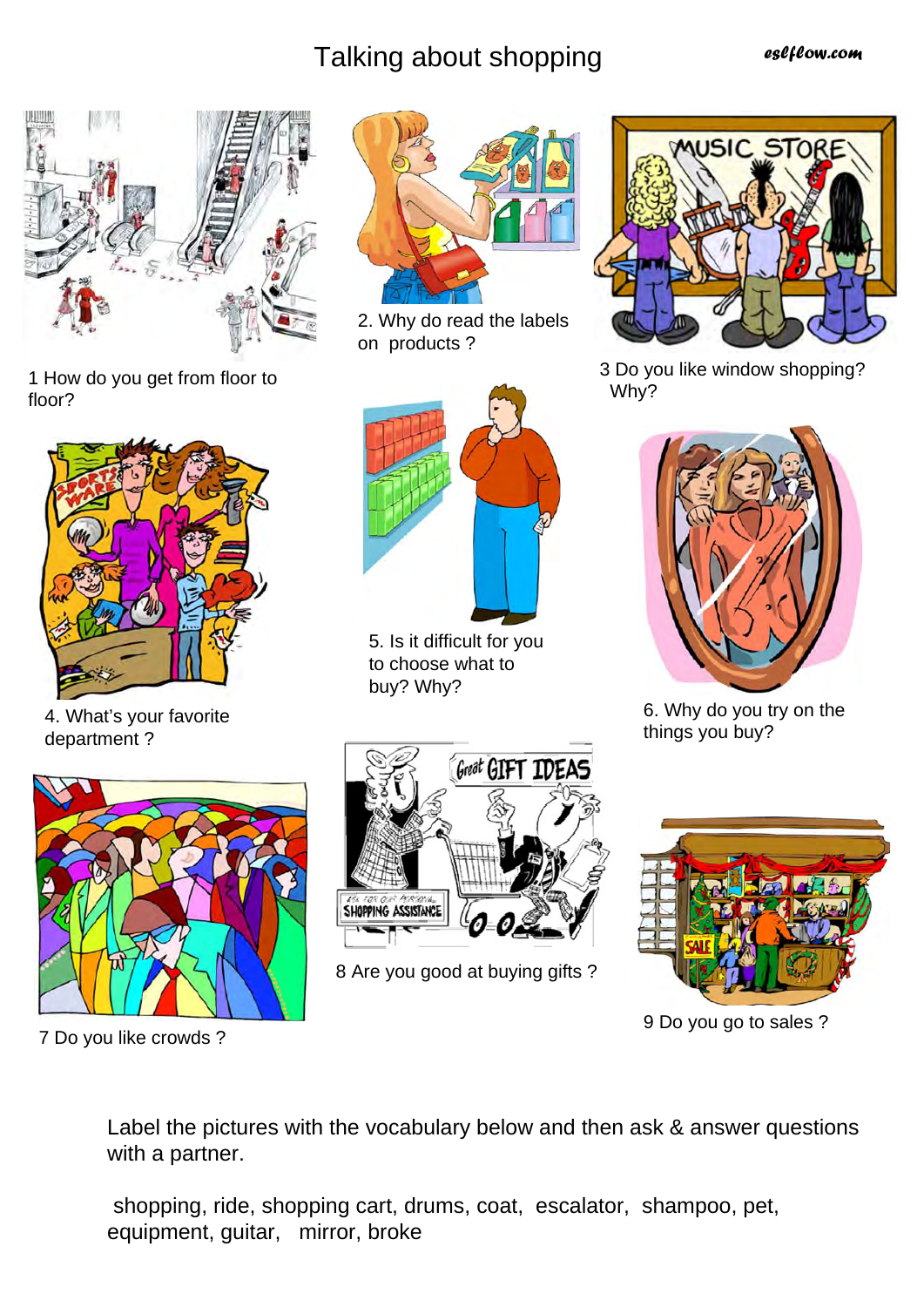# Talking about shopping

1 How do you get from floor to floor?

2. Why do read the labels on products ?

3 Do you like window shopping? Why?

4. What's your favorite department ?

5. Is it difficult for you to choose what to buy? Why?

6. Why do you try on the things you buy?

7 Do you like crowds ?

8 Are you good at buying gifts ?

9 Do you go to sales ?

Label the pictures with the vocabulary below and then ask & answer questions with a partner.

shopping, ride, shopping cart, drums, coat, escalator, shampoo, pet, equipment, guitar, mirror, broke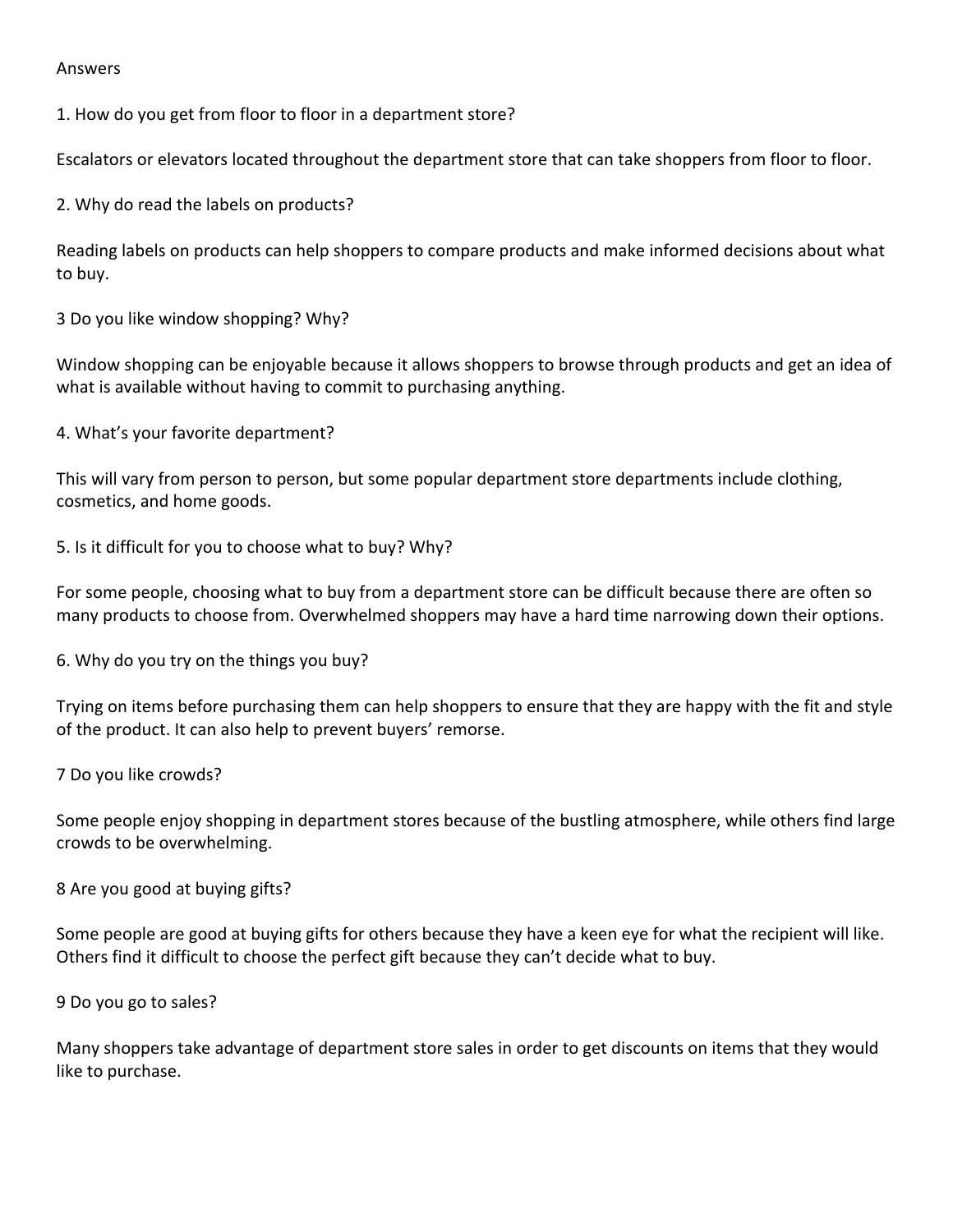Answers

1. How do you get from floor to floor in a department store?

Escalators or elevators located throughout the department store that can take shoppers from floor to floor.

2. Why do read the labels on products?

Reading labels on products can help shoppers to compare products and make informed decisions about what to buy.

3 Do you like window shopping? Why?

Window shopping can be enjoyable because it allows shoppers to browse through products and get an idea of what is available without having to commit to purchasing anything.

4. What's your favorite department?

This will vary from person to person, but some popular department store departments include clothing, cosmetics, and home goods.

5. Is it difficult for you to choose what to buy? Why?

For some people, choosing what to buy from a department store can be difficult because there are often so many products to choose from. Overwhelmed shoppers may have a hard time narrowing down their options.

6. Why do you try on the things you buy?

Trying on items before purchasing them can help shoppers to ensure that they are happy with the fit and style of the product. It can also help to prevent buyers' remorse.

7 Do you like crowds?

Some people enjoy shopping in department stores because of the bustling atmosphere, while others find large crowds to be overwhelming.

8 Are you good at buying gifts?

Some people are good at buying gifts for others because they have a keen eye for what the recipient will like. Others find it difficult to choose the perfect gift because they can't decide what to buy.

9 Do you go to sales?

Many shoppers take advantage of department store sales in order to get discounts on items that they would like to purchase.